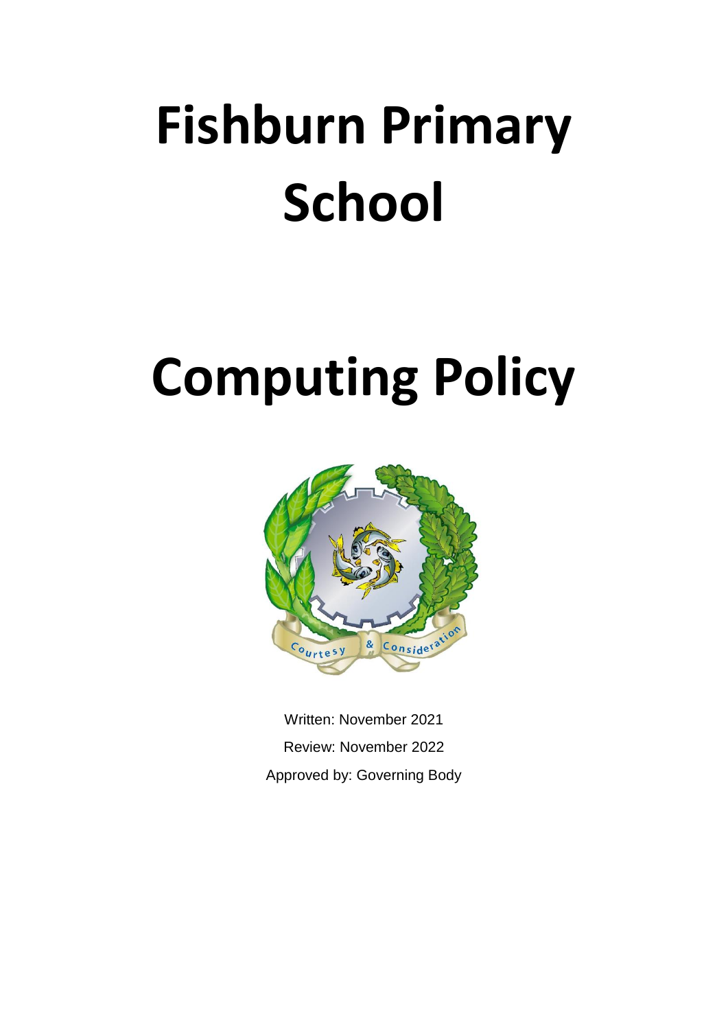# Fishburn Primary School

# Computing Policy

Written: November 2021

Review: November 2022

Approved by: Governing Body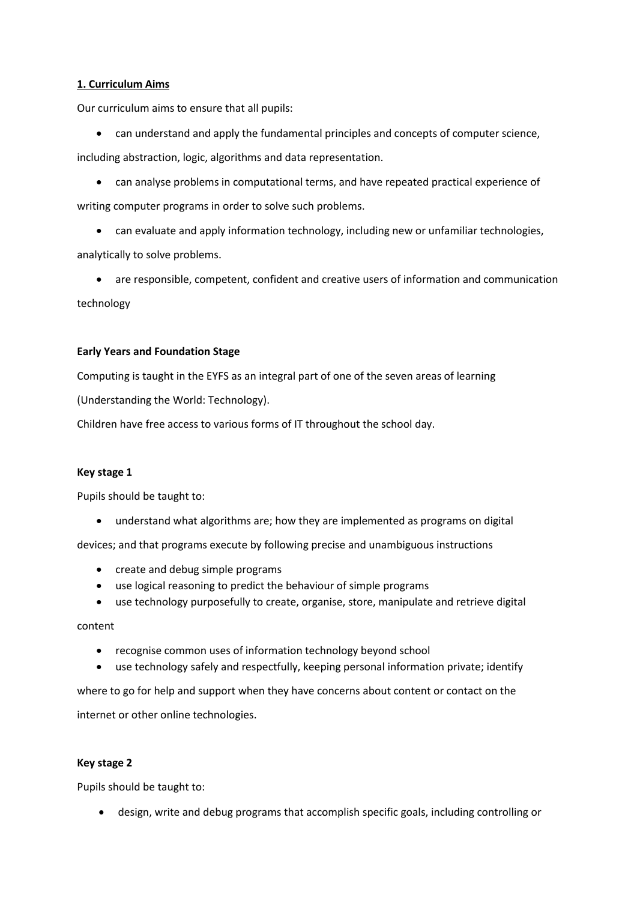**1. Curriculum Aims**

Our curriculum aims to ensure that all pupils:

- can understand and apply the fundamental principles and concepts of computer science, including abstraction, logic, algorithms and data representation.
- can analyse problems in computational terms, and have repeated practical experience of writing computer programs in order to solve such problems.
- can evaluate and apply information technology, including new or unfamiliar technologies, analytically to solve problems.
- are responsible, competent, confident and creative users of information and communication technology

**Early Years and Foundation Stage**

Computing is taught in the EYFS as an integral part of one of the seven areas of learning (Understanding the World: Technology).

Children have free access to various forms of IT throughout the school day.

**Key stage 1**

Pupils should be taught to:

- understand what algorithms are; how they are implemented as programs on digital devices; and that programs execute by following precise and unambiguous instructions
- create and debug simple programs
- use logical reasoning to predict the behaviour of simple programs
- use technology purposefully to create, organise, store, manipulate and retrieve digital content
- recognise common uses of information technology beyond school
- use technology safely and respectfully, keeping personal information private; identify where to go for help and support when they have concerns about content or contact on the internet or other online technologies.

**Key stage 2**

Pupils should be taught to:

- design, write and debug programs that accomplish specific goals, including controlling or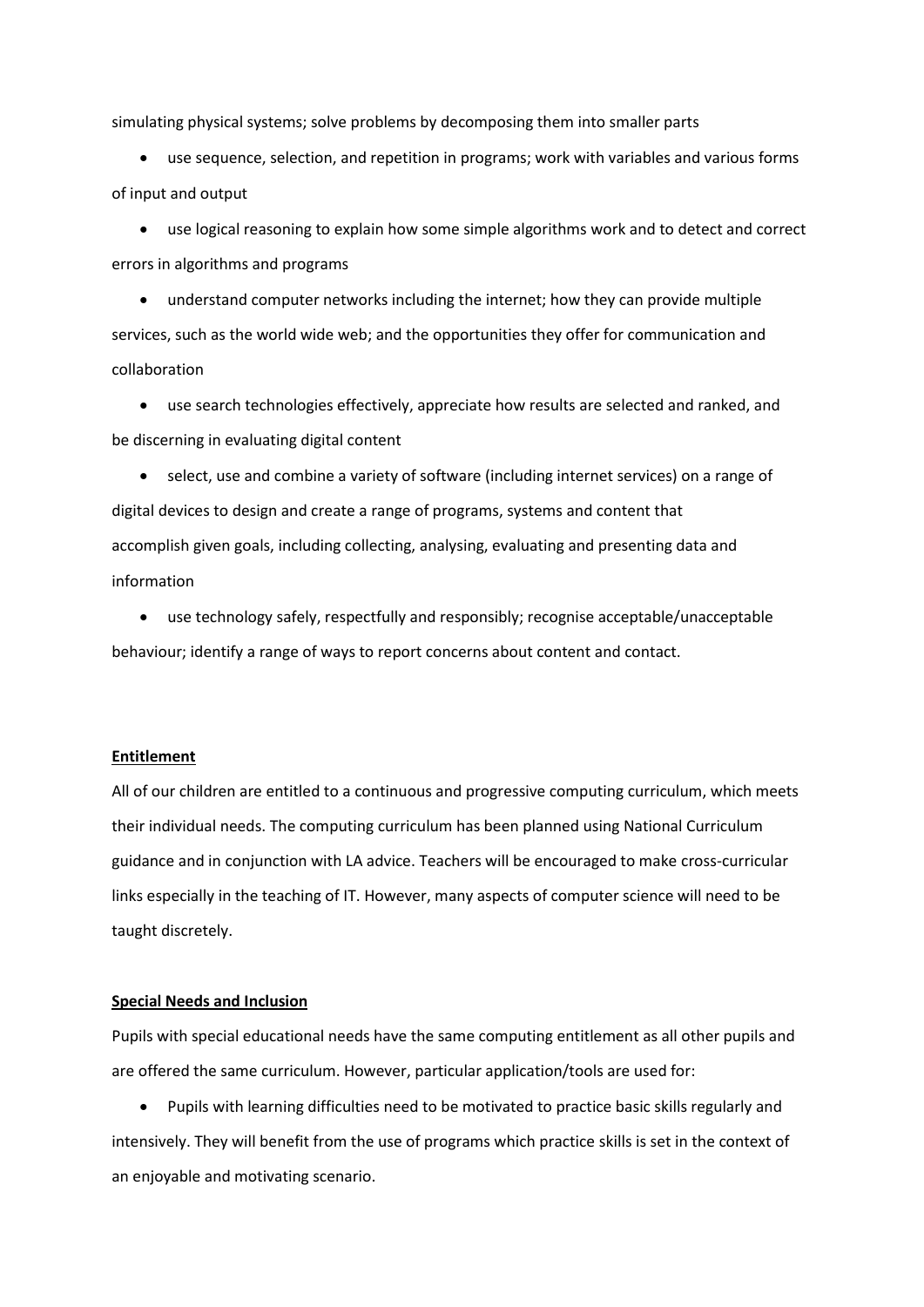simulating physical systems; solve problems by decomposing them into smaller parts

- use sequence, selection, and repetition in programs; work with variables and various forms of input and output
- use logical reasoning to explain how some simple algorithms work and to detect and correct errors in algorithms and programs
- understand computer networks including the internet; how they can provide multiple services, such as the world wide web; and the opportunities they offer for communication and collaboration
- use search technologies effectively, appreciate how results are selected and ranked, and be discerning in evaluating digital content
- select, use and combine a variety of software (including internet services) on a range of digital devices to design and create a range of programs, systems and content that accomplish given goals, including collecting, analysing, evaluating and presenting data and information
- use technology safely, respectfully and responsibly; recognise acceptable/unacceptable behaviour; identify a range of ways to report concerns about content and contact.

## Entitlement

All of our children are entitled to a continuous and progressive computing curriculum, which meets their individual needs. The computing curriculum has been planned using National Curriculum guidance and in conjunction with LA advice. Teachers will be encouraged to make cross-curricular links especially in the teaching of IT. However, many aspects of computer science will need to be taught discretely.

## Special Needs and Inclusion

Pupils with special educational needs have the same computing entitlement as all other pupils and are offered the same curriculum. However, particular application/tools are used for:

- Pupils with learning difficulties need to be motivated to practice basic skills regularly and intensively. They will benefit from the use of programs which practice skills is set in the context of an enjoyable and motivating scenario.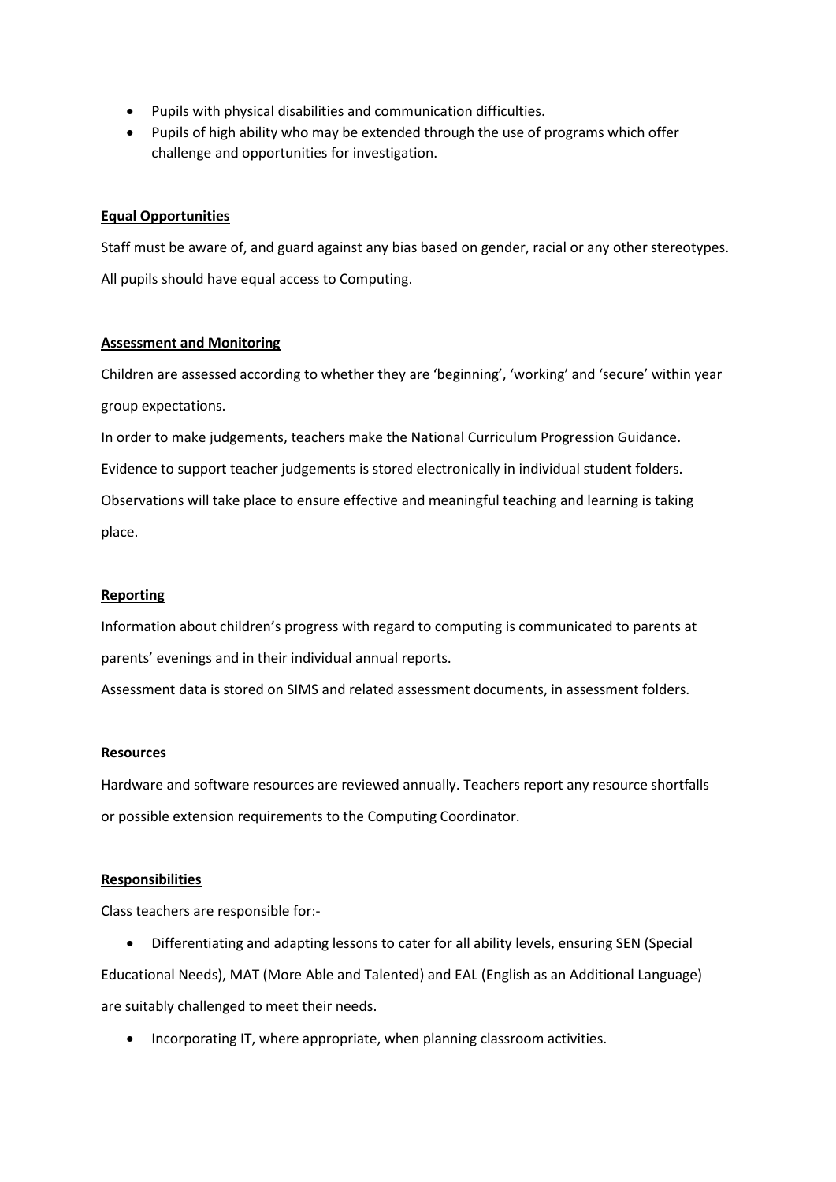- Pupils with physical disabilities and communication difficulties.
- Pupils of high ability who may be extended through the use of programs which offer challenge and opportunities for investigation.

**Equal Opportunities**

Staff must be aware of, and guard against any bias based on gender, racial or any other stereotypes.

All pupils should have equal access to Computing.

**Assessment and Monitoring**

Children are assessed according to whether they are 'beginning', 'working' and 'secure' within year group expectations.

In order to make judgements, teachers make the National Curriculum Progression Guidance.

Evidence to support teacher judgements is stored electronically in individual student folders.

Observations will take place to ensure effective and meaningful teaching and learning is taking place.

**Reporting**

Information about children's progress with regard to computing is communicated to parents at parents' evenings and in their individual annual reports.

Assessment data is stored on SIMS and related assessment documents, in assessment folders.

**Resources**

Hardware and software resources are reviewed annually. Teachers report any resource shortfalls or possible extension requirements to the Computing Coordinator.

**Responsibilities**

Class teachers are responsible for:-

- Differentiating and adapting lessons to cater for all ability levels, ensuring SEN (Special Educational Needs), MAT (More Able and Talented) and EAL (English as an Additional Language) are suitably challenged to meet their needs.
- Incorporating IT, where appropriate, when planning classroom activities.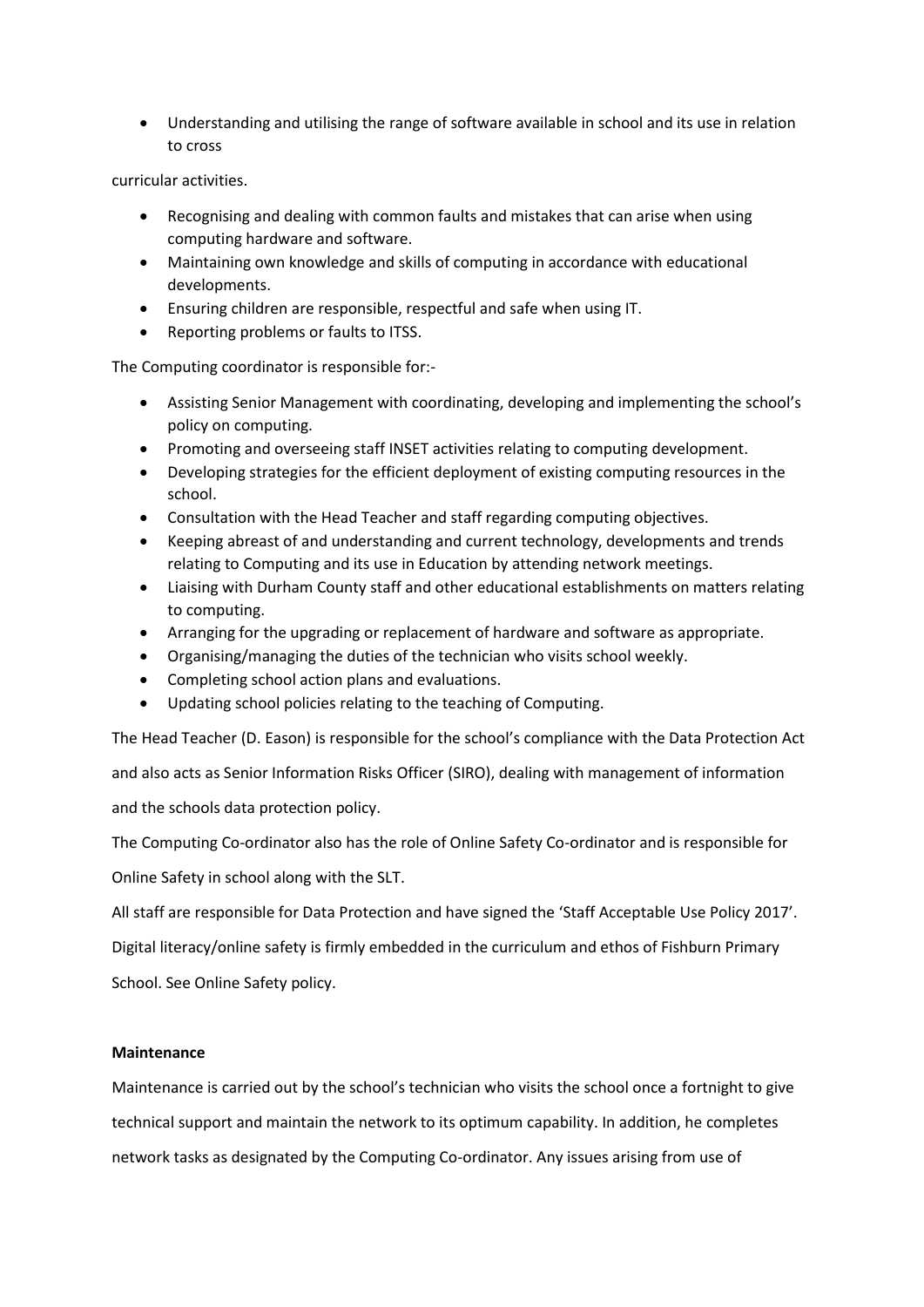- Understanding and utilising the range of software available in school and its use in relation to cross

curricular activities.

- Recognising and dealing with common faults and mistakes that can arise when using computing hardware and software.
- Maintaining own knowledge and skills of computing in accordance with educational developments.
- Ensuring children are responsible, respectful and safe when using IT.
- Reporting problems or faults to ITSS.

The Computing coordinator is responsible for:-

- Assisting Senior Management with coordinating, developing and implementing the school's policy on computing.
- Promoting and overseeing staff INSET activities relating to computing development.
- Developing strategies for the efficient deployment of existing computing resources in the school.
- Consultation with the Head Teacher and staff regarding computing objectives.
- Keeping abreast of and understanding and current technology, developments and trends relating to Computing and its use in Education by attending network meetings.
- Liaising with Durham County staff and other educational establishments on matters relating to computing.
- Arranging for the upgrading or replacement of hardware and software as appropriate.
- Organising/managing the duties of the technician who visits school weekly.
- Completing school action plans and evaluations.
- Updating school policies relating to the teaching of Computing.

The Head Teacher (D. Eason) is responsible for the school's compliance with the Data Protection Act and also acts as Senior Information Risks Officer (SIRO), dealing with management of information and the schools data protection policy.

The Computing Co-ordinator also has the role of Online Safety Co-ordinator and is responsible for Online Safety in school along with the SLT.

All staff are responsible for Data Protection and have signed the 'Staff Acceptable Use Policy 2017'.

Digital literacy/online safety is firmly embedded in the curriculum and ethos of Fishburn Primary School. See Online Safety policy.

**Maintenance**

Maintenance is carried out by the school's technician who visits the school once a fortnight to give technical support and maintain the network to its optimum capability. In addition, he completes network tasks as designated by the Computing Co-ordinator. Any issues arising from use of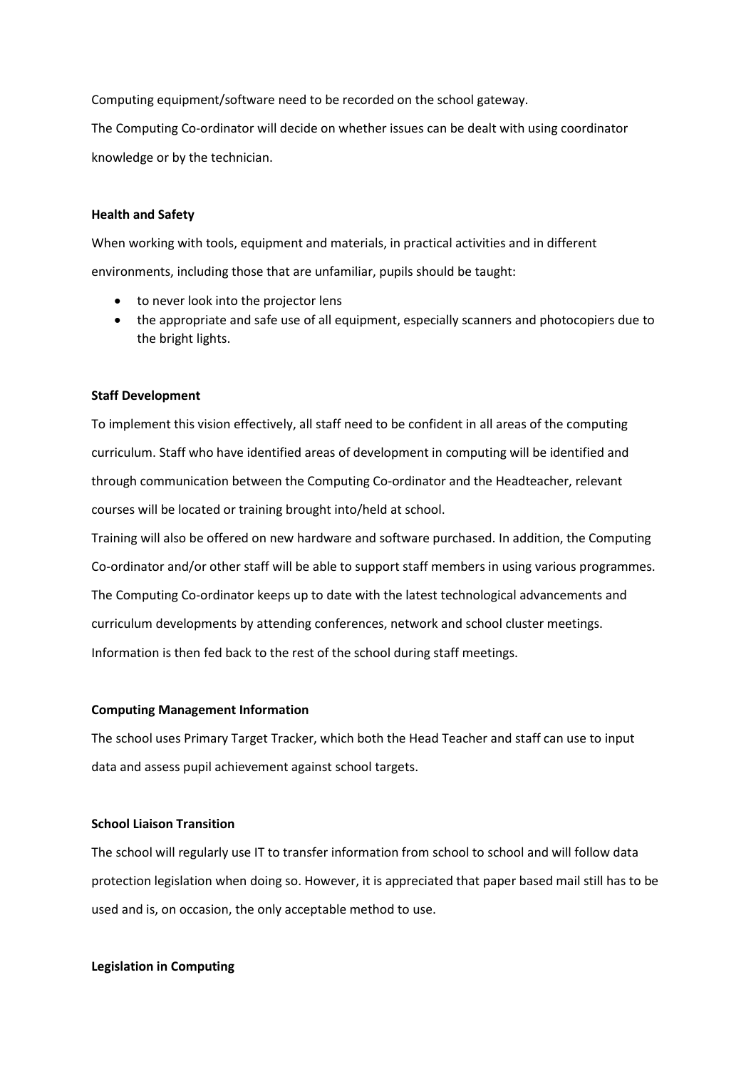Computing equipment/software need to be recorded on the school gateway.

The Computing Co-ordinator will decide on whether issues can be dealt with using coordinator knowledge or by the technician.

**Health and Safety**

When working with tools, equipment and materials, in practical activities and in different environments, including those that are unfamiliar, pupils should be taught:

- to never look into the projector lens
- the appropriate and safe use of all equipment, especially scanners and photocopiers due to the bright lights.

**Staff Development**

To implement this vision effectively, all staff need to be confident in all areas of the computing curriculum. Staff who have identified areas of development in computing will be identified and through communication between the Computing Co-ordinator and the Headteacher, relevant courses will be located or training brought into/held at school.

Training will also be offered on new hardware and software purchased. In addition, the Computing Co-ordinator and/or other staff will be able to support staff members in using various programmes. The Computing Co-ordinator keeps up to date with the latest technological advancements and curriculum developments by attending conferences, network and school cluster meetings. Information is then fed back to the rest of the school during staff meetings.

**Computing Management Information**

The school uses Primary Target Tracker, which both the Head Teacher and staff can use to input data and assess pupil achievement against school targets.

**School Liaison Transition**

The school will regularly use IT to transfer information from school to school and will follow data protection legislation when doing so. However, it is appreciated that paper based mail still has to be used and is, on occasion, the only acceptable method to use.

**Legislation in Computing**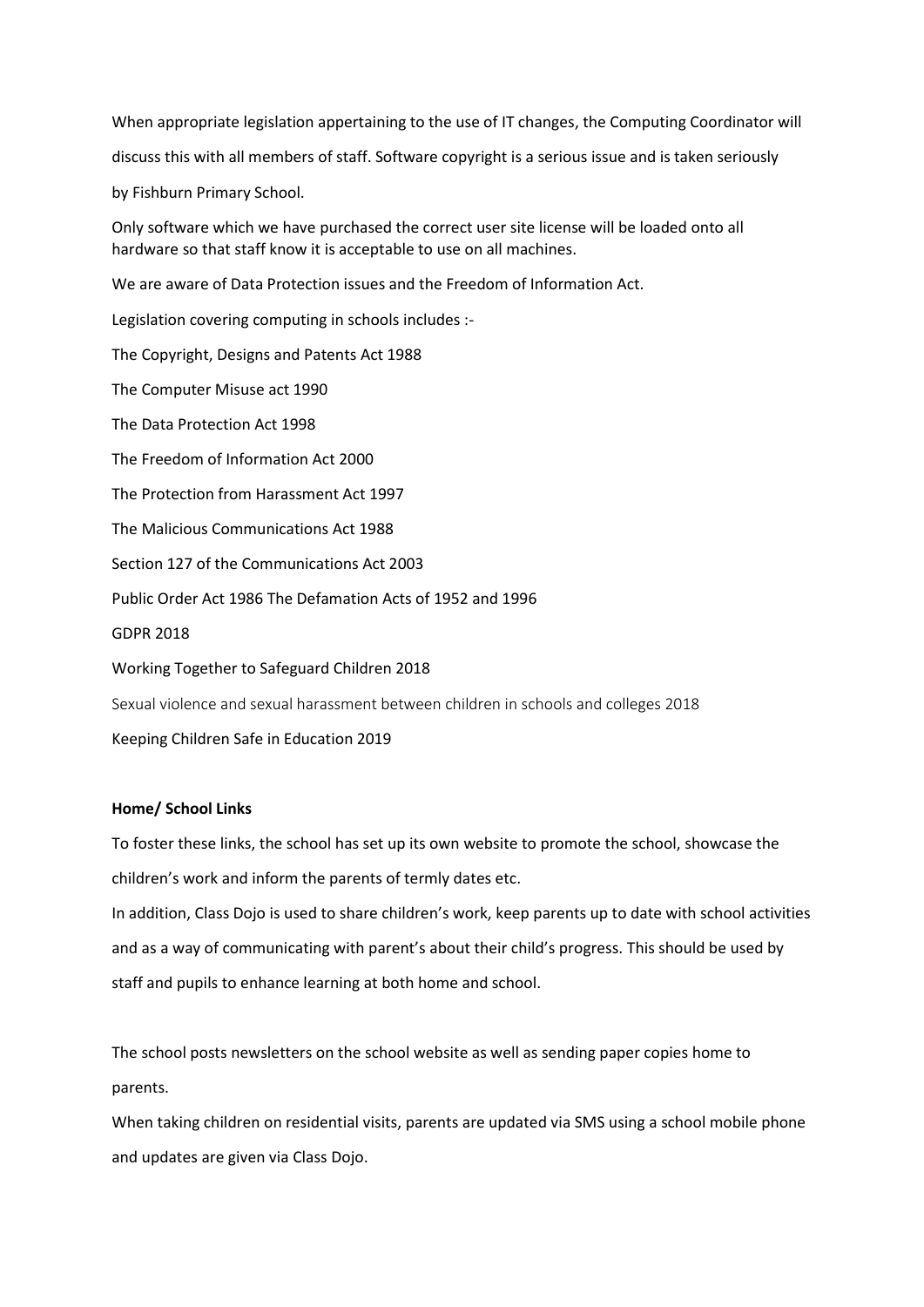When appropriate legislation appertaining to the use of IT changes, the Computing Coordinator will discuss this with all members of staff. Software copyright is a serious issue and is taken seriously by Fishburn Primary School.

Only software which we have purchased the correct user site license will be loaded onto all hardware so that staff know it is acceptable to use on all machines.

We are aware of Data Protection issues and the Freedom of Information Act.

Legislation covering computing in schools includes :-

The Copyright, Designs and Patents Act 1988

The Computer Misuse act 1990

The Data Protection Act 1998

The Freedom of Information Act 2000

The Protection from Harassment Act 1997

The Malicious Communications Act 1988

Section 127 of the Communications Act 2003

Public Order Act 1986 The Defamation Acts of 1952 and 1996

GDPR 2018

Working Together to Safeguard Children 2018

Sexual violence and sexual harassment between children in schools and colleges 2018

Keeping Children Safe in Education 2019

**Home/ School Links**

To foster these links, the school has set up its own website to promote the school, showcase the children's work and inform the parents of termly dates etc.

In addition, Class Dojo is used to share children's work, keep parents up to date with school activities and as a way of communicating with parent's about their child's progress. This should be used by staff and pupils to enhance learning at both home and school.

The school posts newsletters on the school website as well as sending paper copies home to parents.

When taking children on residential visits, parents are updated via SMS using a school mobile phone and updates are given via Class Dojo.